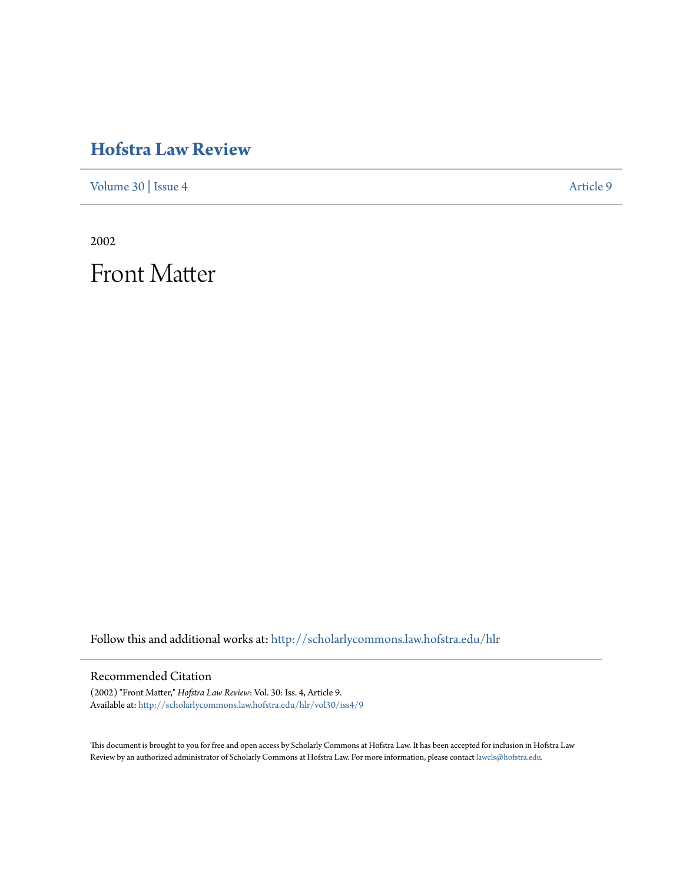# Hofstra Law Review

Volume 30 | Issue 4 Article 9

2002

# Front Matter

Follow this and additional works at: http://scholarlycommons.law.hofstra.edu/hlr

## Recommended Citation

(2002) "Front Matter," *Hofstra Law Review*: Vol. 30: Iss. 4, Article 9.
Available at: http://scholarlycommons.law.hofstra.edu/hlr/vol30/iss4/9

This document is brought to you for free and open access by Scholarly Commons at Hofstra Law. It has been accepted for inclusion in Hofstra Law Review by an authorized administrator of Scholarly Commons at Hofstra Law. For more information, please contact lawcls@hofstra.edu.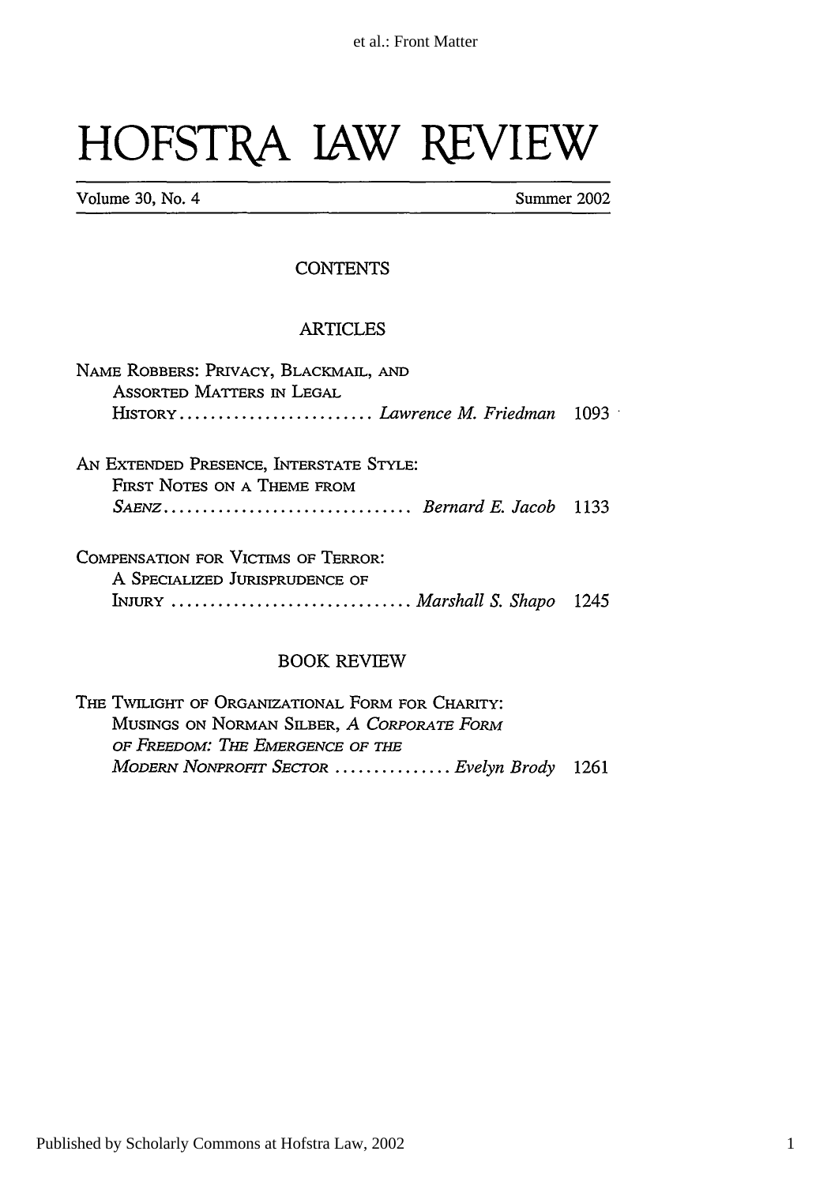# HOFSTRA LAW REVIEW

Volume 30, No. 4 Summer 2002

## CONTENTS

### ARTICLES

NAME ROBBERS: PRIVACY, BLACKMAIL, AND ASSORTED MATTERS IN LEGAL HISTORY ......................... *Lawrence M. Friedman* 1093

AN EXTENDED PRESENCE, INTERSTATE STYLE: FIRST NOTES ON A THEME FROM *SAENZ* ................................ *Bernard E. Jacob* 1133

COMPENSATION FOR VICTIMS OF TERROR: A SPECIALIZED JURISPRUDENCE OF INJURY ............................... *Marshall S. Shapo* 1245

### BOOK REVIEW

THE TWILIGHT OF ORGANIZATIONAL FORM FOR CHARITY: MUSINGS ON NORMAN SILBER, *A CORPORATE FORM OF FREEDOM: THE EMERGENCE OF THE MODERN NONPROFIT SECTOR* ............... *Evelyn Brody* 1261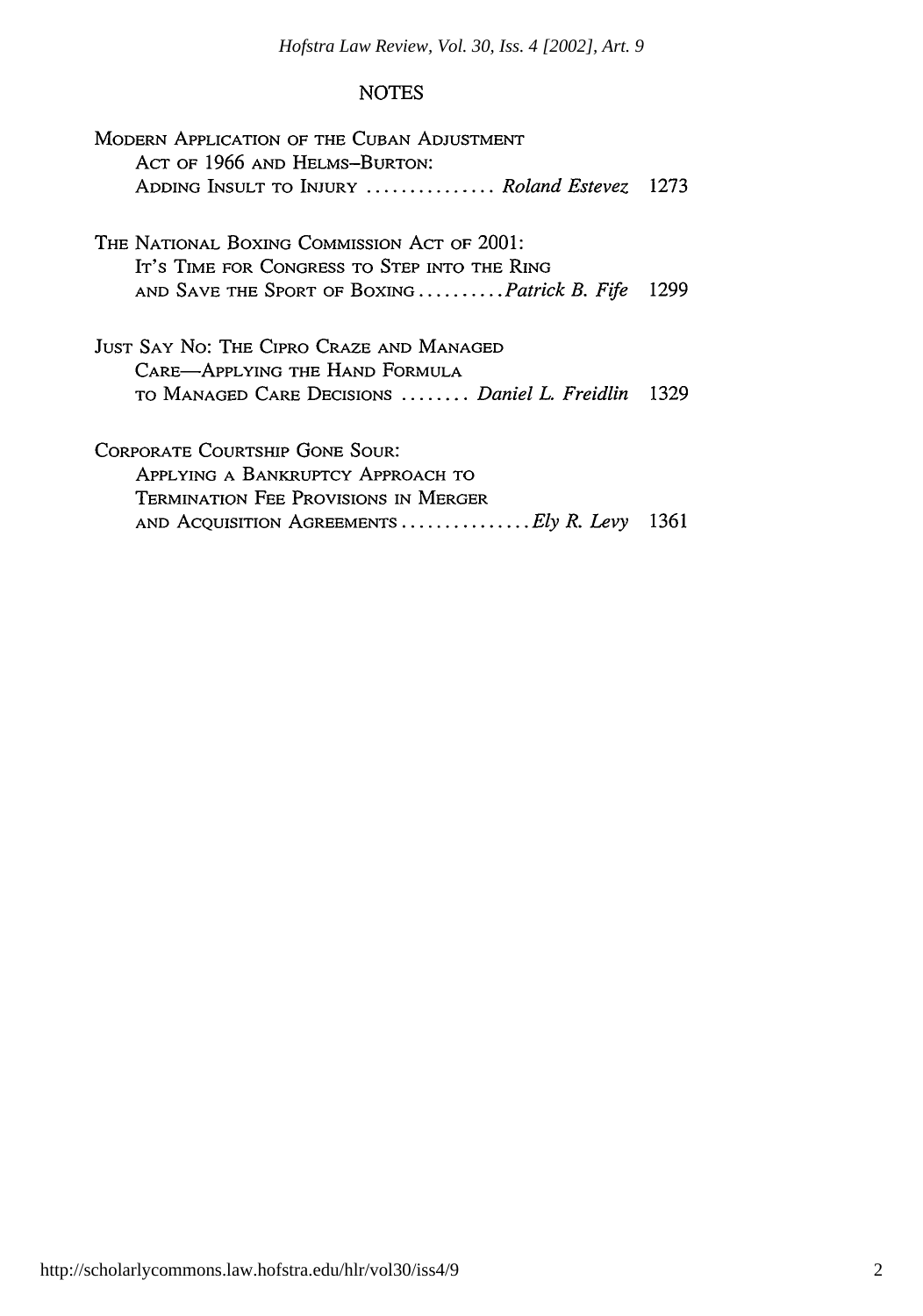## NOTES

MODERN APPLICATION OF THE CUBAN ADJUSTMENT ACT OF 1966 AND HELMS–BURTON: ADDING INSULT TO INJURY ............... *Roland Estevez* 1273

THE NATIONAL BOXING COMMISSION ACT OF 2001: IT'S TIME FOR CONGRESS TO STEP INTO THE RING AND SAVE THE SPORT OF BOXING ..........*Patrick B. Fife* 1299

JUST SAY NO: THE CIPRO CRAZE AND MANAGED CARE—APPLYING THE HAND FORMULA TO MANAGED CARE DECISIONS ........ *Daniel L. Freidlin* 1329

CORPORATE COURTSHIP GONE SOUR: APPLYING A BANKRUPTCY APPROACH TO TERMINATION FEE PROVISIONS IN MERGER AND ACQUISITION AGREEMENTS ...............*Ely R. Levy* 1361